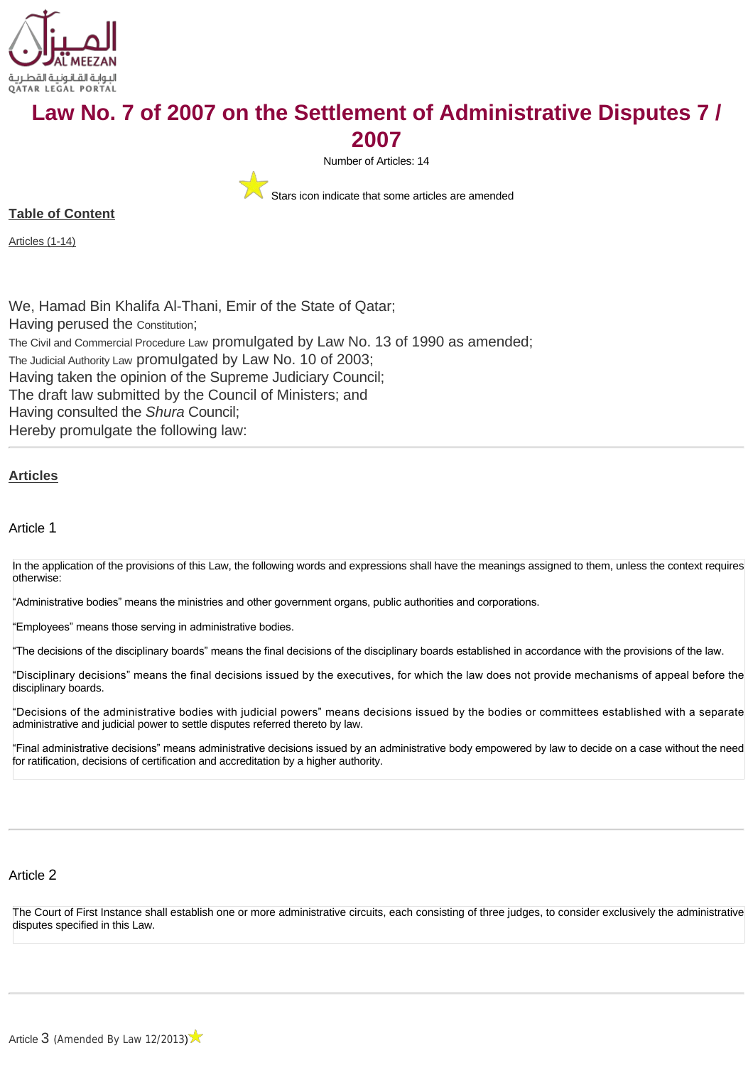# Law No. 7 of 2007 on the Settlement of Administrative Disputes 7 / 2007

Number of Articles: 14

Stars icon indicate that some articles are amended

**Table of Content**

Articles (1-14)

We, Hamad Bin Khalifa Al-Thani, Emir of the State of Qatar;
Having perused the Constitution;
The Civil and Commercial Procedure Law promulgated by Law No. 13 of 1990 as amended;
The Judicial Authority Law promulgated by Law No. 10 of 2003;
Having taken the opinion of the Supreme Judiciary Council;
The draft law submitted by the Council of Ministers; and
Having consulted the *Shura* Council;
Hereby promulgate the following law:

---

## Articles

### Article 1

In the application of the provisions of this Law, the following words and expressions shall have the meanings assigned to them, unless the context requires otherwise:

"Administrative bodies" means the ministries and other government organs, public authorities and corporations.

"Employees" means those serving in administrative bodies.

"The decisions of the disciplinary boards" means the final decisions of the disciplinary boards established in accordance with the provisions of the law.

"Disciplinary decisions" means the final decisions issued by the executives, for which the law does not provide mechanisms of appeal before the disciplinary boards.

"Decisions of the administrative bodies with judicial powers" means decisions issued by the bodies or committees established with a separate administrative and judicial power to settle disputes referred thereto by law.

"Final administrative decisions" means administrative decisions issued by an administrative body empowered by law to decide on a case without the need for ratification, decisions of certification and accreditation by a higher authority.

---

### Article 2

The Court of First Instance shall establish one or more administrative circuits, each consisting of three judges, to consider exclusively the administrative disputes specified in this Law.

---

### Article 3 (Amended By Law 12/2013)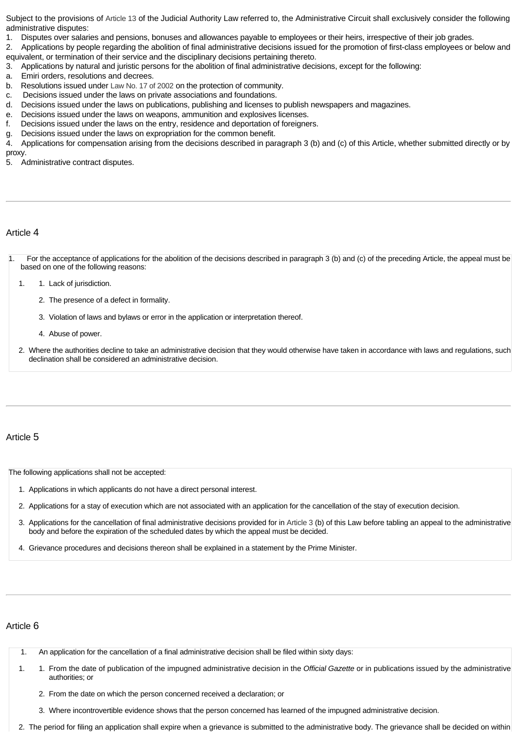Subject to the provisions of Article 13 of the Judicial Authority Law referred to, the Administrative Circuit shall exclusively consider the following administrative disputes:

1. Disputes over salaries and pensions, bonuses and allowances payable to employees or their heirs, irrespective of their job grades.
2. Applications by people regarding the abolition of final administrative decisions issued for the promotion of first-class employees or below and equivalent, or termination of their service and the disciplinary decisions pertaining thereto.
3. Applications by natural and juristic persons for the abolition of final administrative decisions, except for the following:
   a. Emiri orders, resolutions and decrees.
   b. Resolutions issued under Law No. 17 of 2002 on the protection of community.
   c. Decisions issued under the laws on private associations and foundations.
   d. Decisions issued under the laws on publications, publishing and licenses to publish newspapers and magazines.
   e. Decisions issued under the laws on weapons, ammunition and explosives licenses.
   f. Decisions issued under the laws on the entry, residence and deportation of foreigners.
   g. Decisions issued under the laws on expropriation for the common benefit.
4. Applications for compensation arising from the decisions described in paragraph 3 (b) and (c) of this Article, whether submitted directly or by proxy.
5. Administrative contract disputes.

---

## Article 4

1. For the acceptance of applications for the abolition of the decisions described in paragraph 3 (b) and (c) of the preceding Article, the appeal must be based on one of the following reasons:
   1. Lack of jurisdiction.
   2. The presence of a defect in formality.
   3. Violation of laws and bylaws or error in the application or interpretation thereof.
   4. Abuse of power.
2. Where the authorities decline to take an administrative decision that they would otherwise have taken in accordance with laws and regulations, such declination shall be considered an administrative decision.

---

## Article 5

The following applications shall not be accepted:

1. Applications in which applicants do not have a direct personal interest.
2. Applications for a stay of execution which are not associated with an application for the cancellation of the stay of execution decision.
3. Applications for the cancellation of final administrative decisions provided for in Article 3 (b) of this Law before tabling an appeal to the administrative body and before the expiration of the scheduled dates by which the appeal must be decided.
4. Grievance procedures and decisions thereon shall be explained in a statement by the Prime Minister.

---

## Article 6

1. An application for the cancellation of a final administrative decision shall be filed within sixty days:
   1. From the date of publication of the impugned administrative decision in the *Official Gazette* or in publications issued by the administrative authorities; or
   2. From the date on which the person concerned received a declaration; or
   3. Where incontrovertible evidence shows that the person concerned has learned of the impugned administrative decision.
2. The period for filing an application shall expire when a grievance is submitted to the administrative body. The grievance shall be decided on within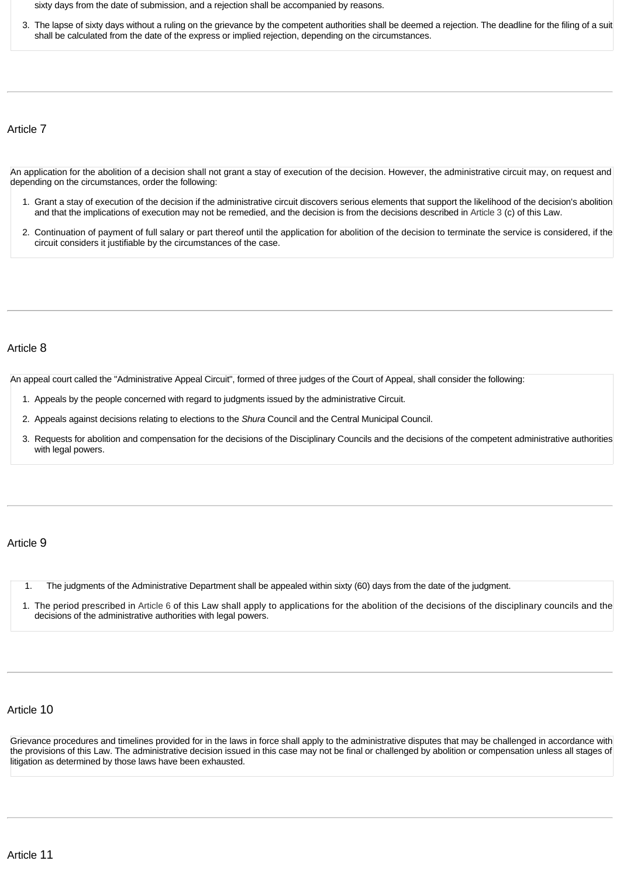sixty days from the date of submission, and a rejection shall be accompanied by reasons.

3. The lapse of sixty days without a ruling on the grievance by the competent authorities shall be deemed a rejection. The deadline for the filing of a suit shall be calculated from the date of the express or implied rejection, depending on the circumstances.

## Article 7

An application for the abolition of a decision shall not grant a stay of execution of the decision. However, the administrative circuit may, on request and depending on the circumstances, order the following:

1. Grant a stay of execution of the decision if the administrative circuit discovers serious elements that support the likelihood of the decision's abolition and that the implications of execution may not be remedied, and the decision is from the decisions described in Article 3 (c) of this Law.
2. Continuation of payment of full salary or part thereof until the application for abolition of the decision to terminate the service is considered, if the circuit considers it justifiable by the circumstances of the case.

## Article 8

An appeal court called the "Administrative Appeal Circuit", formed of three judges of the Court of Appeal, shall consider the following:

1. Appeals by the people concerned with regard to judgments issued by the administrative Circuit.
2. Appeals against decisions relating to elections to the *Shura* Council and the Central Municipal Council.
3. Requests for abolition and compensation for the decisions of the Disciplinary Councils and the decisions of the competent administrative authorities with legal powers.

## Article 9

1. The judgments of the Administrative Department shall be appealed within sixty (60) days from the date of the judgment.

1. The period prescribed in Article 6 of this Law shall apply to applications for the abolition of the decisions of the disciplinary councils and the decisions of the administrative authorities with legal powers.

## Article 10

Grievance procedures and timelines provided for in the laws in force shall apply to the administrative disputes that may be challenged in accordance with the provisions of this Law. The administrative decision issued in this case may not be final or challenged by abolition or compensation unless all stages of litigation as determined by those laws have been exhausted.

## Article 11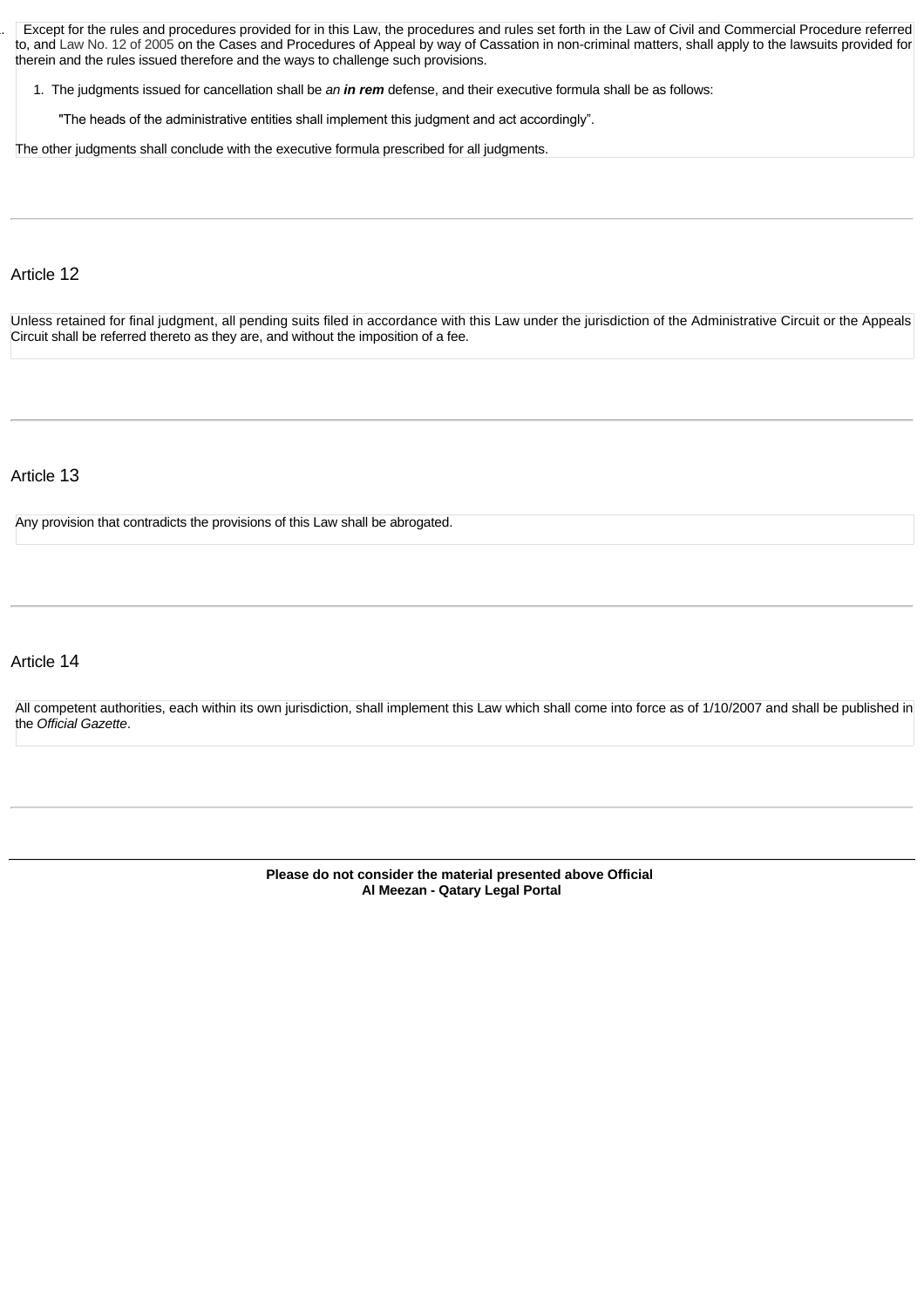. Except for the rules and procedures provided for in this Law, the procedures and rules set forth in the Law of Civil and Commercial Procedure referred to, and Law No. 12 of 2005 on the Cases and Procedures of Appeal by way of Cassation in non-criminal matters, shall apply to the lawsuits provided for therein and the rules issued therefore and the ways to challenge such provisions.

1. The judgments issued for cancellation shall be *an* ***in rem*** defense, and their executive formula shall be as follows:

   "The heads of the administrative entities shall implement this judgment and act accordingly".

The other judgments shall conclude with the executive formula prescribed for all judgments.

## Article 12

Unless retained for final judgment, all pending suits filed in accordance with this Law under the jurisdiction of the Administrative Circuit or the Appeals Circuit shall be referred thereto as they are, and without the imposition of a fee.

## Article 13

Any provision that contradicts the provisions of this Law shall be abrogated.

## Article 14

All competent authorities, each within its own jurisdiction, shall implement this Law which shall come into force as of 1/10/2007 and shall be published in the *Official Gazette*.

**Please do not consider the material presented above Official**
**Al Meezan - Qatary Legal Portal**